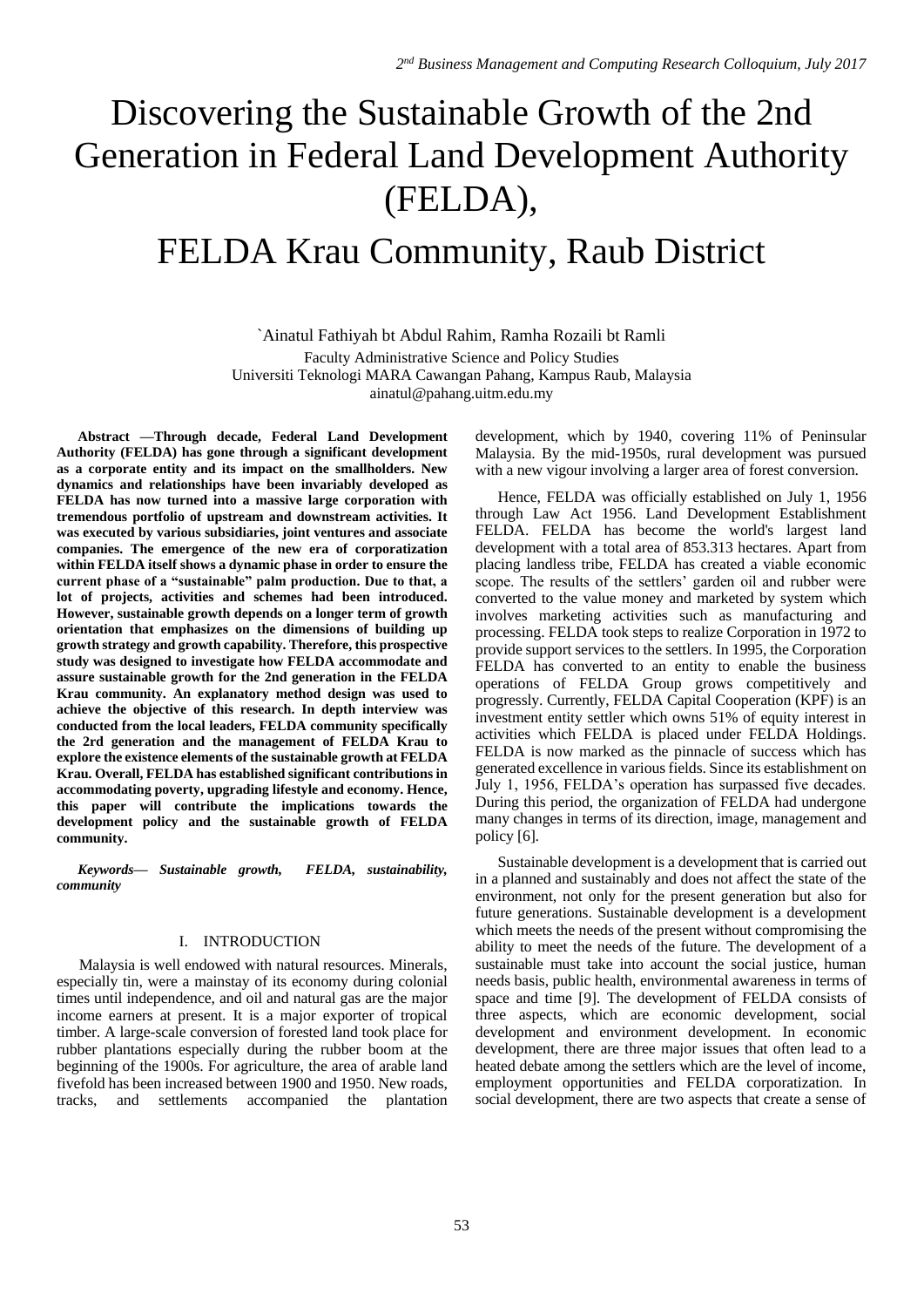# Discovering the Sustainable Growth of the 2nd Generation in Federal Land Development Authority (FELDA), FELDA Krau Community, Raub District

`Ainatul Fathiyah bt Abdul Rahim, Ramha Rozaili bt Ramli

Faculty Administrative Science and Policy Studies
Universiti Teknologi MARA Cawangan Pahang, Kampus Raub, Malaysia
ainatul@pahang.uitm.edu.my

**Abstract —Through decade, Federal Land Development Authority (FELDA) has gone through a significant development as a corporate entity and its impact on the smallholders. New dynamics and relationships have been invariably developed as FELDA has now turned into a massive large corporation with tremendous portfolio of upstream and downstream activities. It was executed by various subsidiaries, joint ventures and associate companies. The emergence of the new era of corporatization within FELDA itself shows a dynamic phase in order to ensure the current phase of a "sustainable" palm production. Due to that, a lot of projects, activities and schemes had been introduced. However, sustainable growth depends on a longer term of growth orientation that emphasizes on the dimensions of building up growth strategy and growth capability. Therefore, this prospective study was designed to investigate how FELDA accommodate and assure sustainable growth for the 2nd generation in the FELDA Krau community. An explanatory method design was used to achieve the objective of this research. In depth interview was conducted from the local leaders, FELDA community specifically the 2rd generation and the management of FELDA Krau to explore the existence elements of the sustainable growth at FELDA Krau. Overall, FELDA has established significant contributions in accommodating poverty, upgrading lifestyle and economy. Hence, this paper will contribute the implications towards the development policy and the sustainable growth of FELDA community.**

***Keywords— Sustainable growth, FELDA, sustainability, community***

## I. INTRODUCTION

Malaysia is well endowed with natural resources. Minerals, especially tin, were a mainstay of its economy during colonial times until independence, and oil and natural gas are the major income earners at present. It is a major exporter of tropical timber. A large-scale conversion of forested land took place for rubber plantations especially during the rubber boom at the beginning of the 1900s. For agriculture, the area of arable land fivefold has been increased between 1900 and 1950. New roads, tracks, and settlements accompanied the plantation development, which by 1940, covering 11% of Peninsular Malaysia. By the mid-1950s, rural development was pursued with a new vigour involving a larger area of forest conversion.

Hence, FELDA was officially established on July 1, 1956 through Law Act 1956. Land Development Establishment FELDA. FELDA has become the world's largest land development with a total area of 853.313 hectares. Apart from placing landless tribe, FELDA has created a viable economic scope. The results of the settlers' garden oil and rubber were converted to the value money and marketed by system which involves marketing activities such as manufacturing and processing. FELDA took steps to realize Corporation in 1972 to provide support services to the settlers. In 1995, the Corporation FELDA has converted to an entity to enable the business operations of FELDA Group grows competitively and progressly. Currently, FELDA Capital Cooperation (KPF) is an investment entity settler which owns 51% of equity interest in activities which FELDA is placed under FELDA Holdings. FELDA is now marked as the pinnacle of success which has generated excellence in various fields. Since its establishment on July 1, 1956, FELDA's operation has surpassed five decades. During this period, the organization of FELDA had undergone many changes in terms of its direction, image, management and policy [6].

Sustainable development is a development that is carried out in a planned and sustainably and does not affect the state of the environment, not only for the present generation but also for future generations. Sustainable development is a development which meets the needs of the present without compromising the ability to meet the needs of the future. The development of a sustainable must take into account the social justice, human needs basis, public health, environmental awareness in terms of space and time [9]. The development of FELDA consists of three aspects, which are economic development, social development and environment development. In economic development, there are three major issues that often lead to a heated debate among the settlers which are the level of income, employment opportunities and FELDA corporatization. In social development, there are two aspects that create a sense of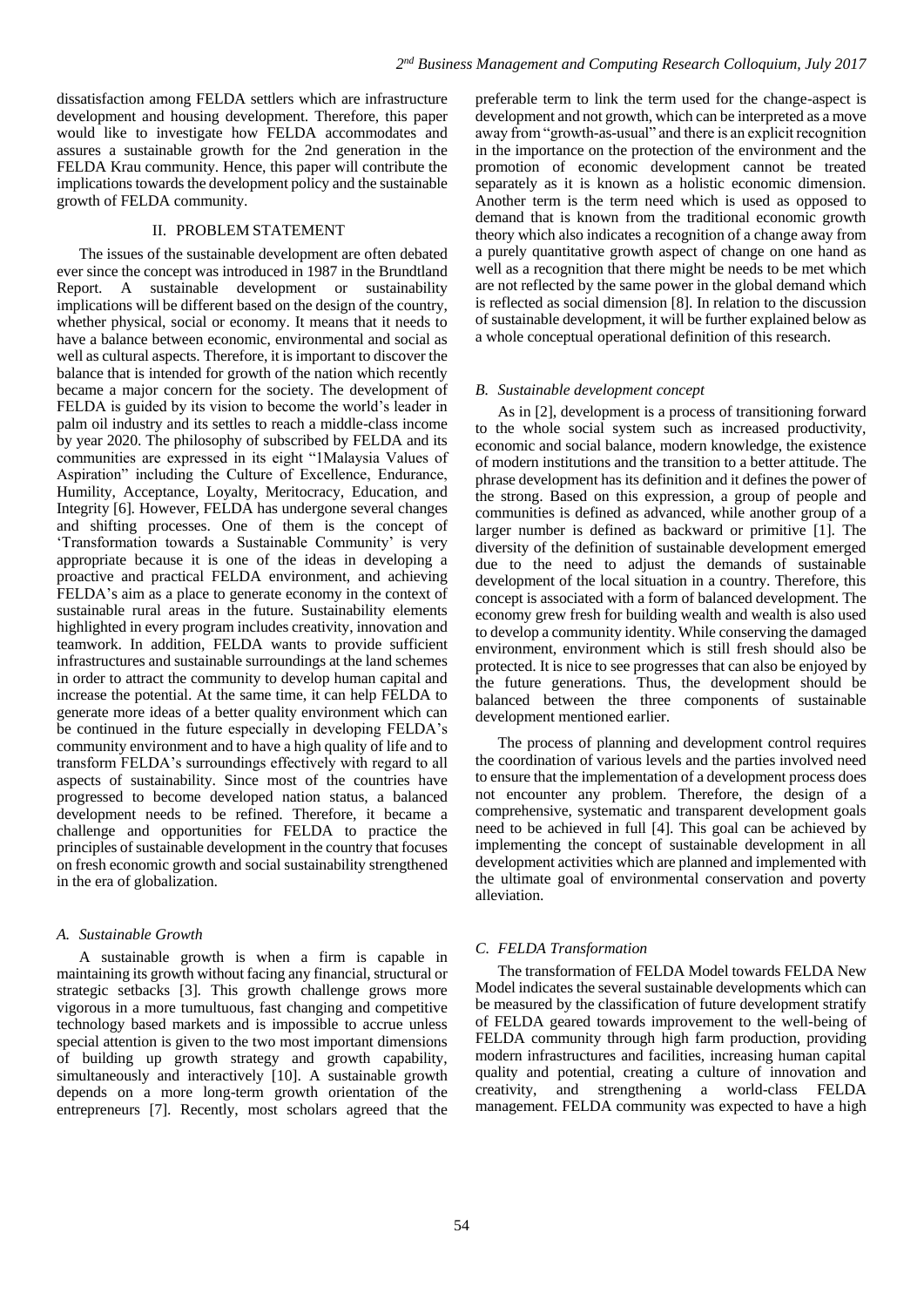dissatisfaction among FELDA settlers which are infrastructure development and housing development. Therefore, this paper would like to investigate how FELDA accommodates and assures a sustainable growth for the 2nd generation in the FELDA Krau community. Hence, this paper will contribute the implications towards the development policy and the sustainable growth of FELDA community.

## II. PROBLEM STATEMENT

The issues of the sustainable development are often debated ever since the concept was introduced in 1987 in the Brundtland Report. A sustainable development or sustainability implications will be different based on the design of the country, whether physical, social or economy. It means that it needs to have a balance between economic, environmental and social as well as cultural aspects. Therefore, it is important to discover the balance that is intended for growth of the nation which recently became a major concern for the society. The development of FELDA is guided by its vision to become the world's leader in palm oil industry and its settles to reach a middle-class income by year 2020. The philosophy of subscribed by FELDA and its communities are expressed in its eight "1Malaysia Values of Aspiration" including the Culture of Excellence, Endurance, Humility, Acceptance, Loyalty, Meritocracy, Education, and Integrity [6]. However, FELDA has undergone several changes and shifting processes. One of them is the concept of 'Transformation towards a Sustainable Community' is very appropriate because it is one of the ideas in developing a proactive and practical FELDA environment, and achieving FELDA's aim as a place to generate economy in the context of sustainable rural areas in the future. Sustainability elements highlighted in every program includes creativity, innovation and teamwork. In addition, FELDA wants to provide sufficient infrastructures and sustainable surroundings at the land schemes in order to attract the community to develop human capital and increase the potential. At the same time, it can help FELDA to generate more ideas of a better quality environment which can be continued in the future especially in developing FELDA's community environment and to have a high quality of life and to transform FELDA's surroundings effectively with regard to all aspects of sustainability. Since most of the countries have progressed to become developed nation status, a balanced development needs to be refined. Therefore, it became a challenge and opportunities for FELDA to practice the principles of sustainable development in the country that focuses on fresh economic growth and social sustainability strengthened in the era of globalization.

### *A. Sustainable Growth*

A sustainable growth is when a firm is capable in maintaining its growth without facing any financial, structural or strategic setbacks [3]. This growth challenge grows more vigorous in a more tumultuous, fast changing and competitive technology based markets and is impossible to accrue unless special attention is given to the two most important dimensions of building up growth strategy and growth capability, simultaneously and interactively [10]. A sustainable growth depends on a more long-term growth orientation of the entrepreneurs [7]. Recently, most scholars agreed that the preferable term to link the term used for the change-aspect is development and not growth, which can be interpreted as a move away from "growth-as-usual" and there is an explicit recognition in the importance on the protection of the environment and the promotion of economic development cannot be treated separately as it is known as a holistic economic dimension. Another term is the term need which is used as opposed to demand that is known from the traditional economic growth theory which also indicates a recognition of a change away from a purely quantitative growth aspect of change on one hand as well as a recognition that there might be needs to be met which are not reflected by the same power in the global demand which is reflected as social dimension [8]. In relation to the discussion of sustainable development, it will be further explained below as a whole conceptual operational definition of this research.

### *B. Sustainable development concept*

As in [2], development is a process of transitioning forward to the whole social system such as increased productivity, economic and social balance, modern knowledge, the existence of modern institutions and the transition to a better attitude. The phrase development has its definition and it defines the power of the strong. Based on this expression, a group of people and communities is defined as advanced, while another group of a larger number is defined as backward or primitive [1]. The diversity of the definition of sustainable development emerged due to the need to adjust the demands of sustainable development of the local situation in a country. Therefore, this concept is associated with a form of balanced development. The economy grew fresh for building wealth and wealth is also used to develop a community identity. While conserving the damaged environment, environment which is still fresh should also be protected. It is nice to see progresses that can also be enjoyed by the future generations. Thus, the development should be balanced between the three components of sustainable development mentioned earlier.

The process of planning and development control requires the coordination of various levels and the parties involved need to ensure that the implementation of a development process does not encounter any problem. Therefore, the design of a comprehensive, systematic and transparent development goals need to be achieved in full [4]. This goal can be achieved by implementing the concept of sustainable development in all development activities which are planned and implemented with the ultimate goal of environmental conservation and poverty alleviation.

### *C. FELDA Transformation*

The transformation of FELDA Model towards FELDA New Model indicates the several sustainable developments which can be measured by the classification of future development stratify of FELDA geared towards improvement to the well-being of FELDA community through high farm production, providing modern infrastructures and facilities, increasing human capital quality and potential, creating a culture of innovation and creativity, and strengthening a world-class FELDA management. FELDA community was expected to have a high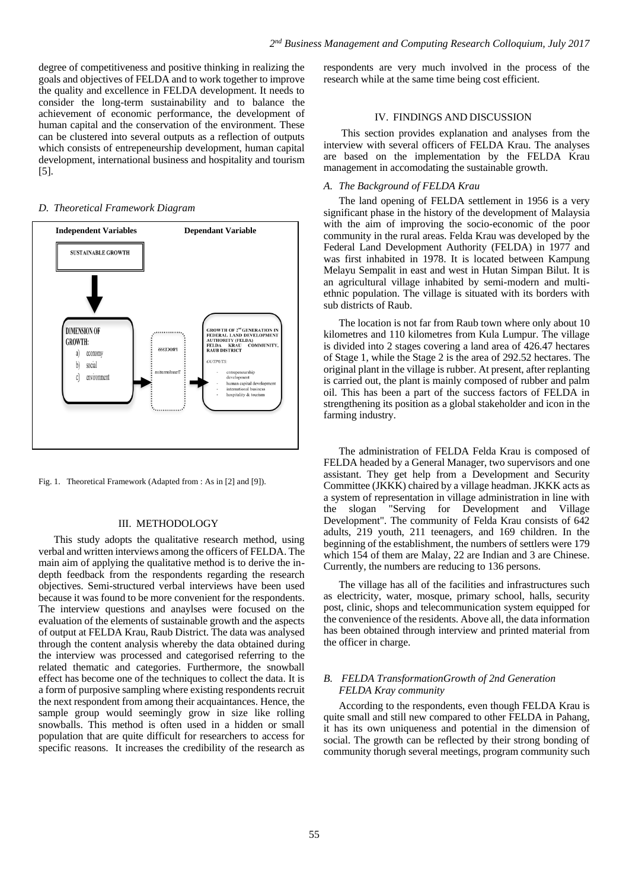degree of competitiveness and positive thinking in realizing the goals and objectives of FELDA and to work together to improve the quality and excellence in FELDA development. It needs to consider the long-term sustainability and to balance the achievement of economic performance, the development of human capital and the conservation of the environment. These can be clustered into several outputs as a reflection of outputs which consists of entrepeneurship development, human capital development, international business and hospitality and tourism [5].

### D. Theoretical Framework Diagram

Fig. 1. Theoretical Framework (Adapted from : As in [2] and [9]).

## III. METHODOLOGY

This study adopts the qualitative research method, using verbal and written interviews among the officers of FELDA. The main aim of applying the qualitative method is to derive the in-depth feedback from the respondents regarding the research objectives. Semi-structured verbal interviews have been used because it was found to be more convenient for the respondents. The interview questions and anaylses were focused on the evaluation of the elements of sustainable growth and the aspects of output at FELDA Krau, Raub District. The data was analysed through the content analysis whereby the data obtained during the interview was processed and categorised referring to the related thematic and categories. Furthermore, the snowball effect has become one of the techniques to collect the data. It is a form of purposive sampling where existing respondents recruit the next respondent from among their acquaintances. Hence, the sample group would seemingly grow in size like rolling snowballs. This method is often used in a hidden or small population that are quite difficult for researchers to access for specific reasons. It increases the credibility of the research as respondents are very much involved in the process of the research while at the same time being cost efficient.

## IV. FINDINGS AND DISCUSSION

This section provides explanation and analyses from the interview with several officers of FELDA Krau. The analyses are based on the implementation by the FELDA Krau management in accomodating the sustainable growth.

### A. The Background of FELDA Krau

The land opening of FELDA settlement in 1956 is a very significant phase in the history of the development of Malaysia with the aim of improving the socio-economic of the poor community in the rural areas. Felda Krau was developed by the Federal Land Development Authority (FELDA) in 1977 and was first inhabited in 1978. It is located between Kampung Melayu Sempalit in east and west in Hutan Simpan Bilut. It is an agricultural village inhabited by semi-modern and multi-ethnic population. The village is situated with its borders with sub districts of Raub.

The location is not far from Raub town where only about 10 kilometres and 110 kilometres from Kula Lumpur. The village is divided into 2 stages covering a land area of 426.47 hectares of Stage 1, while the Stage 2 is the area of 292.52 hectares. The original plant in the village is rubber. At present, after replanting is carried out, the plant is mainly composed of rubber and palm oil. This has been a part of the success factors of FELDA in strengthening its position as a global stakeholder and icon in the farming industry.

The administration of FELDA Felda Krau is composed of FELDA headed by a General Manager, two supervisors and one assistant. They get help from a Development and Security Committee (JKKK) chaired by a village headman. JKKK acts as a system of representation in village administration in line with the slogan "Serving for Development and Village Development". The community of Felda Krau consists of 642 adults, 219 youth, 211 teenagers, and 169 children. In the beginning of the establishment, the numbers of settlers were 179 which 154 of them are Malay, 22 are Indian and 3 are Chinese. Currently, the numbers are reducing to 136 persons.

The village has all of the facilities and infrastructures such as electricity, water, mosque, primary school, halls, security post, clinic, shops and telecommunication system equipped for the convenience of the residents. Above all, the data information has been obtained through interview and printed material from the officer in charge.

### B. FELDA TransformationGrowth of 2nd Generation FELDA Kray community

According to the respondents, even though FELDA Krau is quite small and still new compared to other FELDA in Pahang, it has its own uniqueness and potential in the dimension of social. The growth can be reflected by their strong bonding of community thorugh several meetings, program community such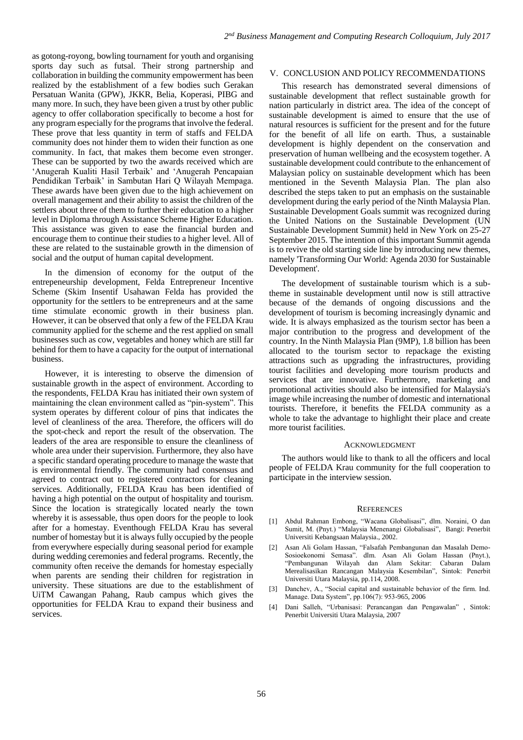as gotong-royong, bowling tournament for youth and organising sports day such as futsal. Their strong partnership and collaboration in building the community empowerment has been realized by the establishment of a few bodies such Gerakan Persatuan Wanita (GPW), JKKR, Belia, Koperasi, PIBG and many more. In such, they have been given a trust by other public agency to offer collaboration specifically to become a host for any program especially for the programs that involve the federal. These prove that less quantity in term of staffs and FELDA community does not hinder them to widen their function as one community. In fact, that makes them become even stronger. These can be supported by two the awards received which are 'Anugerah Kualiti Hasil Terbaik' and 'Anugerah Pencapaian Pendidikan Terbaik' in Sambutan Hari Q Wilayah Mempaga. These awards have been given due to the high achievement on overall management and their ability to assist the children of the settlers about three of them to further their education to a higher level in Diploma through Assistance Scheme Higher Education. This assistance was given to ease the financial burden and encourage them to continue their studies to a higher level. All of these are related to the sustainable growth in the dimension of social and the output of human capital development.

In the dimension of economy for the output of the entrepeneurship development, Felda Entrepreneur Incentive Scheme (Skim Insentif Usahawan Felda has provided the opportunity for the settlers to be entrepreneurs and at the same time stimulate economic growth in their business plan. However, it can be observed that only a few of the FELDA Krau community applied for the scheme and the rest applied on small businesses such as cow, vegetables and honey which are still far behind for them to have a capacity for the output of international business.

However, it is interesting to observe the dimension of sustainable growth in the aspect of environment. According to the respondents, FELDA Krau has initiated their own system of maintaining the clean environment called as "pin-system". This system operates by different colour of pins that indicates the level of cleanliness of the area. Therefore, the officers will do the spot-check and report the result of the observation. The leaders of the area are responsible to ensure the cleanliness of whole area under their supervision. Furthermore, they also have a specific standard operating procedure to manage the waste that is environmental friendly. The community had consensus and agreed to contract out to registered contractors for cleaning services. Additionally, FELDA Krau has been identified of having a high potential on the output of hospitality and tourism. Since the location is strategically located nearly the town whereby it is assessable, thus open doors for the people to look after for a homestay. Eventhough FELDA Krau has several number of homestay but it is always fully occupied by the people from everywhere especially during seasonal period for example during wedding ceremonies and federal programs. Recently, the community often receive the demands for homestay especially when parents are sending their children for registration in university. These situations are due to the establishment of UiTM Cawangan Pahang, Raub campus which gives the opportunities for FELDA Krau to expand their business and services.

## V. CONCLUSION AND POLICY RECOMMENDATIONS

This research has demonstrated several dimensions of sustainable development that reflect sustainable growth for nation particularly in district area. The idea of the concept of sustainable development is aimed to ensure that the use of natural resources is sufficient for the present and for the future for the benefit of all life on earth. Thus, a sustainable development is highly dependent on the conservation and preservation of human wellbeing and the ecosystem together. A sustainable development could contribute to the enhancement of Malaysian policy on sustainable development which has been mentioned in the Seventh Malaysia Plan. The plan also described the steps taken to put an emphasis on the sustainable development during the early period of the Ninth Malaysia Plan. Sustainable Development Goals summit was recognized during the United Nations on the Sustainable Development (UN Sustainable Development Summit) held in New York on 25-27 September 2015. The intention of this important Summit agenda is to revive the old starting side line by introducing new themes, namely 'Transforming Our World: Agenda 2030 for Sustainable Development'.

The development of sustainable tourism which is a sub-theme in sustainable development until now is still attractive because of the demands of ongoing discussions and the development of tourism is becoming increasingly dynamic and wide. It is always emphasized as the tourism sector has been a major contribution to the progress and development of the country. In the Ninth Malaysia Plan (9MP), 1.8 billion has been allocated to the tourism sector to repackage the existing attractions such as upgrading the infrastructures, providing tourist facilities and developing more tourism products and services that are innovative. Furthermore, marketing and promotional activities should also be intensified for Malaysia's image while increasing the number of domestic and international tourists. Therefore, it benefits the FELDA community as a whole to take the advantage to highlight their place and create more tourist facilities.

## ACKNOWLEDGMENT

The authors would like to thank to all the officers and local people of FELDA Krau community for the full cooperation to participate in the interview session.

## REFERENCES

[1] Abdul Rahman Embong, "Wacana Globalisasi", dlm. Noraini, O dan Sumit, M. (Pnyt.) "Malaysia Menenangi Globalisasi", Bangi: Penerbit Universiti Kebangsaan Malaysia., 2002.

[2] Asan Ali Golam Hassan, "Falsafah Pembangunan dan Masalah Demo-Sosioekonomi Semasa". dlm. Asan Ali Golam Hassan (Pnyt.), "Pembangunan Wilayah dan Alam Sekitar: Cabaran Dalam Merealisasikan Rancangan Malaysia Kesembilan", Sintok: Penerbit Universiti Utara Malaysia, pp.114, 2008.

[3] Danchev, A., "Social capital and sustainable behavior of the firm. Ind. Manage. Data System", pp.106(7): 953-965, 2006

[4] Dani Salleh, "Urbanisasi: Perancangan dan Pengawalan" , Sintok: Penerbit Universiti Utara Malaysia, 2007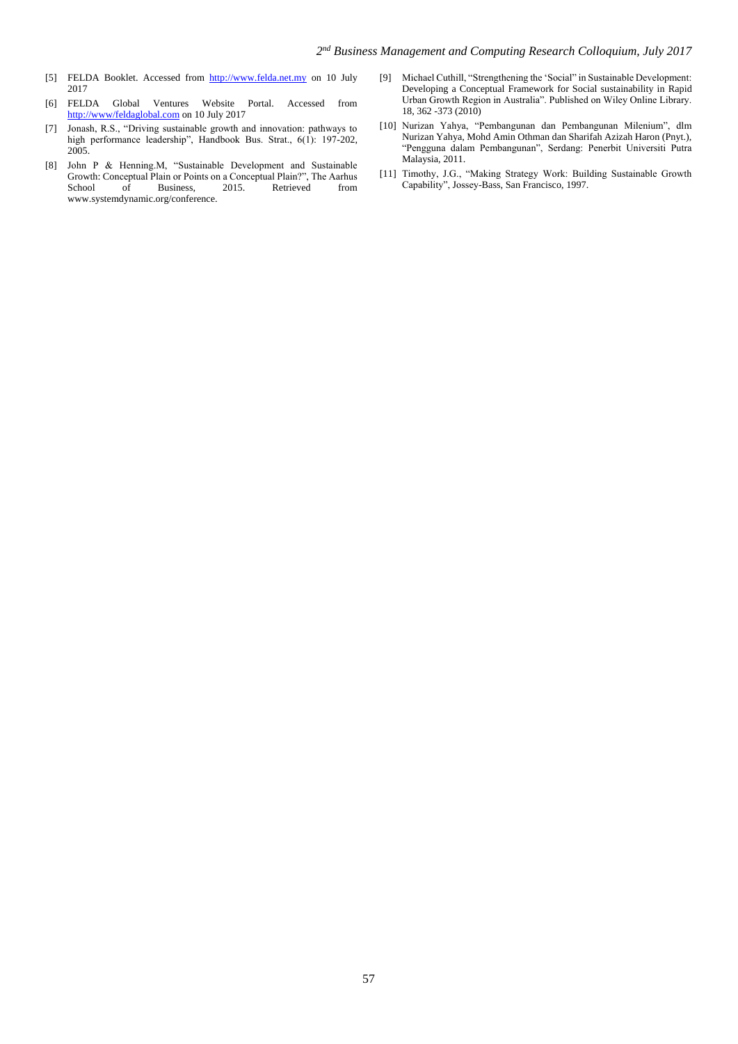[5] FELDA Booklet. Accessed from http://www.felda.net.my on 10 July 2017

[6] FELDA Global Ventures Website Portal. Accessed from http://www/feldaglobal.com on 10 July 2017

[7] Jonash, R.S., "Driving sustainable growth and innovation: pathways to high performance leadership", Handbook Bus. Strat., 6(1): 197-202, 2005.

[8] John P & Henning.M, "Sustainable Development and Sustainable Growth: Conceptual Plain or Points on a Conceptual Plain?", The Aarhus School of Business, 2015. Retrieved from www.systemdynamic.org/conference.

[9] Michael Cuthill, "Strengthening the 'Social" in Sustainable Development: Developing a Conceptual Framework for Social sustainability in Rapid Urban Growth Region in Australia". Published on Wiley Online Library. 18, 362 -373 (2010)

[10] Nurizan Yahya, "Pembangunan dan Pembangunan Milenium", dlm Nurizan Yahya, Mohd Amin Othman dan Sharifah Azizah Haron (Pnyt.), "Pengguna dalam Pembangunan", Serdang: Penerbit Universiti Putra Malaysia, 2011.

[11] Timothy, J.G., "Making Strategy Work: Building Sustainable Growth Capability", Jossey-Bass, San Francisco, 1997.